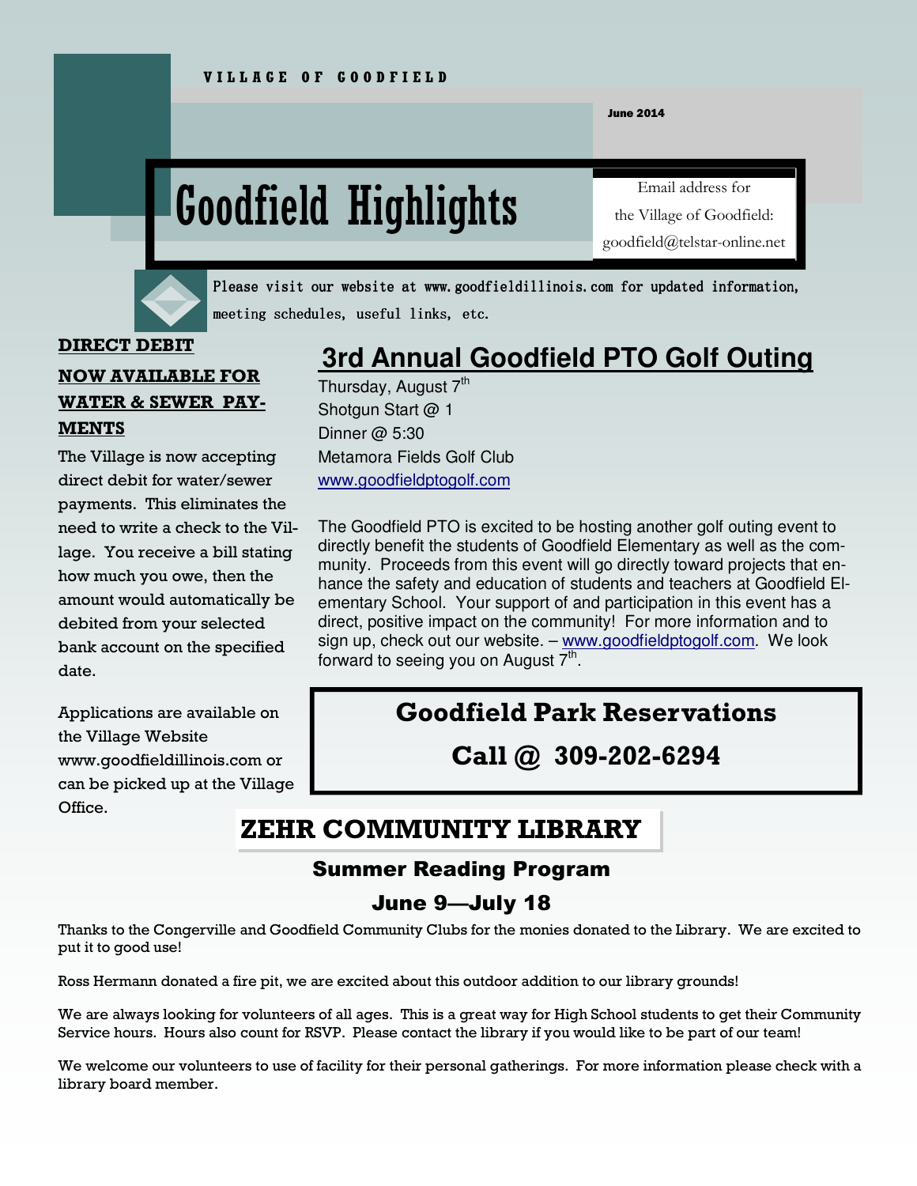VILLAGE OF GOODFIELD

June 2014

# Goodfield Highlights

Email address for the Village of Goodfield: goodfield@telstar-online.net

Please visit our website at www.goodfieldillinois.com for updated information, meeting schedules, useful links, etc.

## DIRECT DEBIT NOW AVAILABLE FOR WATER & SEWER PAYMENTS

The Village is now accepting direct debit for water/sewer payments. This eliminates the need to write a check to the Village. You receive a bill stating how much you owe, then the amount would automatically be debited from your selected bank account on the specified date.

Applications are available on the Village Website www.goodfieldillinois.com or can be picked up at the Village Office.

## 3rd Annual Goodfield PTO Golf Outing

Thursday, August 7th
Shotgun Start @ 1
Dinner @ 5:30
Metamora Fields Golf Club
www.goodfieldptogolf.com

The Goodfield PTO is excited to be hosting another golf outing event to directly benefit the students of Goodfield Elementary as well as the community. Proceeds from this event will go directly toward projects that enhance the safety and education of students and teachers at Goodfield Elementary School. Your support of and participation in this event has a direct, positive impact on the community! For more information and to sign up, check out our website. – www.goodfieldptogolf.com. We look forward to seeing you on August 7th.

## Goodfield Park Reservations

**Call @ 309-202-6294**

## ZEHR COMMUNITY LIBRARY

### Summer Reading Program

### June 9—July 18

Thanks to the Congerville and Goodfield Community Clubs for the monies donated to the Library. We are excited to put it to good use!

Ross Hermann donated a fire pit, we are excited about this outdoor addition to our library grounds!

We are always looking for volunteers of all ages. This is a great way for High School students to get their Community Service hours. Hours also count for RSVP. Please contact the library if you would like to be part of our team!

We welcome our volunteers to use of facility for their personal gatherings. For more information please check with a library board member.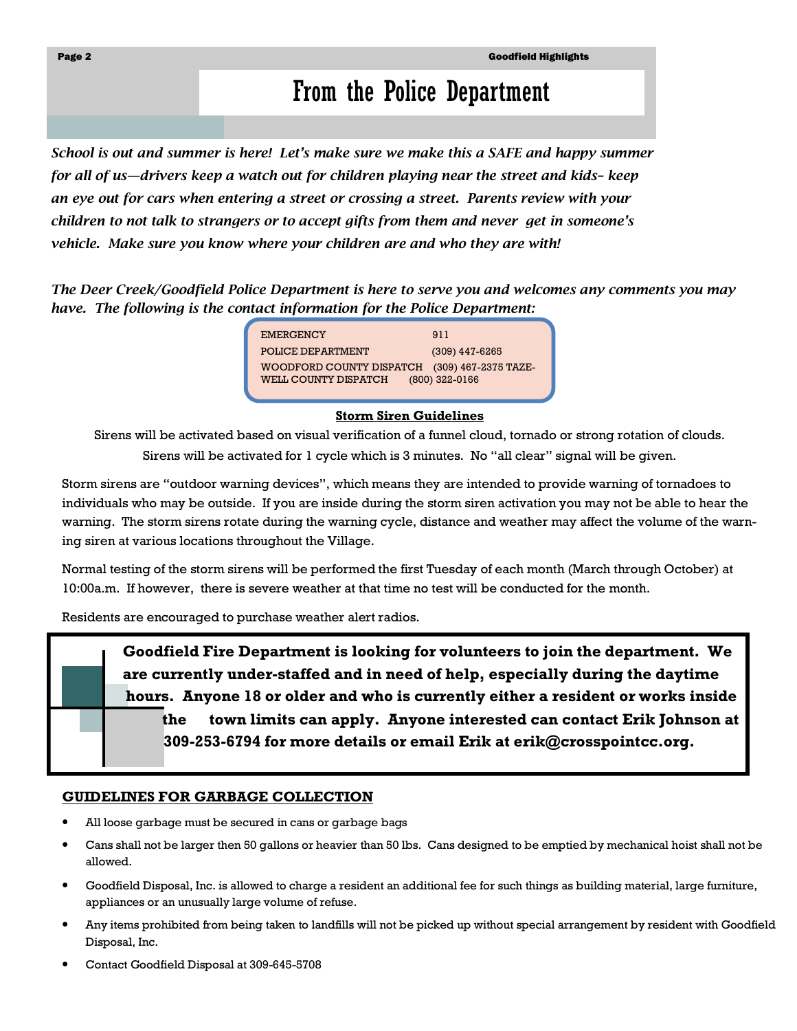# From the Police Department

*School is out and summer is here! Let's make sure we make this a SAFE and happy summer for all of us—drivers keep a watch out for children playing near the street and kids- keep an eye out for cars when entering a street or crossing a street. Parents review with your children to not talk to strangers or to accept gifts from them and never get in someone's vehicle. Make sure you know where your children are and who they are with!*

*The Deer Creek/Goodfield Police Department is here to serve you and welcomes any comments you may have. The following is the contact information for the Police Department:*

| | |
|---|---|
| EMERGENCY | 911 |
| POLICE DEPARTMENT | (309) 447-6265 |
| WOODFORD COUNTY DISPATCH | (309) 467-2375 |
| TAZEWELL COUNTY DISPATCH | (800) 322-0166 |

**Storm Siren Guidelines**

Sirens will be activated based on visual verification of a funnel cloud, tornado or strong rotation of clouds. Sirens will be activated for 1 cycle which is 3 minutes. No "all clear" signal will be given.

Storm sirens are "outdoor warning devices", which means they are intended to provide warning of tornadoes to individuals who may be outside. If you are inside during the storm siren activation you may not be able to hear the warning. The storm sirens rotate during the warning cycle, distance and weather may affect the volume of the warning siren at various locations throughout the Village.

Normal testing of the storm sirens will be performed the first Tuesday of each month (March through October) at 10:00a.m. If however, there is severe weather at that time no test will be conducted for the month.

Residents are encouraged to purchase weather alert radios.

**Goodfield Fire Department is looking for volunteers to join the department. We are currently under-staffed and in need of help, especially during the daytime hours. Anyone 18 or older and who is currently either a resident or works inside the town limits can apply. Anyone interested can contact Erik Johnson at 309-253-6794 for more details or email Erik at erik@crosspointcc.org.**

## GUIDELINES FOR GARBAGE COLLECTION

- All loose garbage must be secured in cans or garbage bags
- Cans shall not be larger then 50 gallons or heavier than 50 lbs. Cans designed to be emptied by mechanical hoist shall not be allowed.
- Goodfield Disposal, Inc. is allowed to charge a resident an additional fee for such things as building material, large furniture, appliances or an unusually large volume of refuse.
- Any items prohibited from being taken to landfills will not be picked up without special arrangement by resident with Goodfield Disposal, Inc.
- Contact Goodfield Disposal at 309-645-5708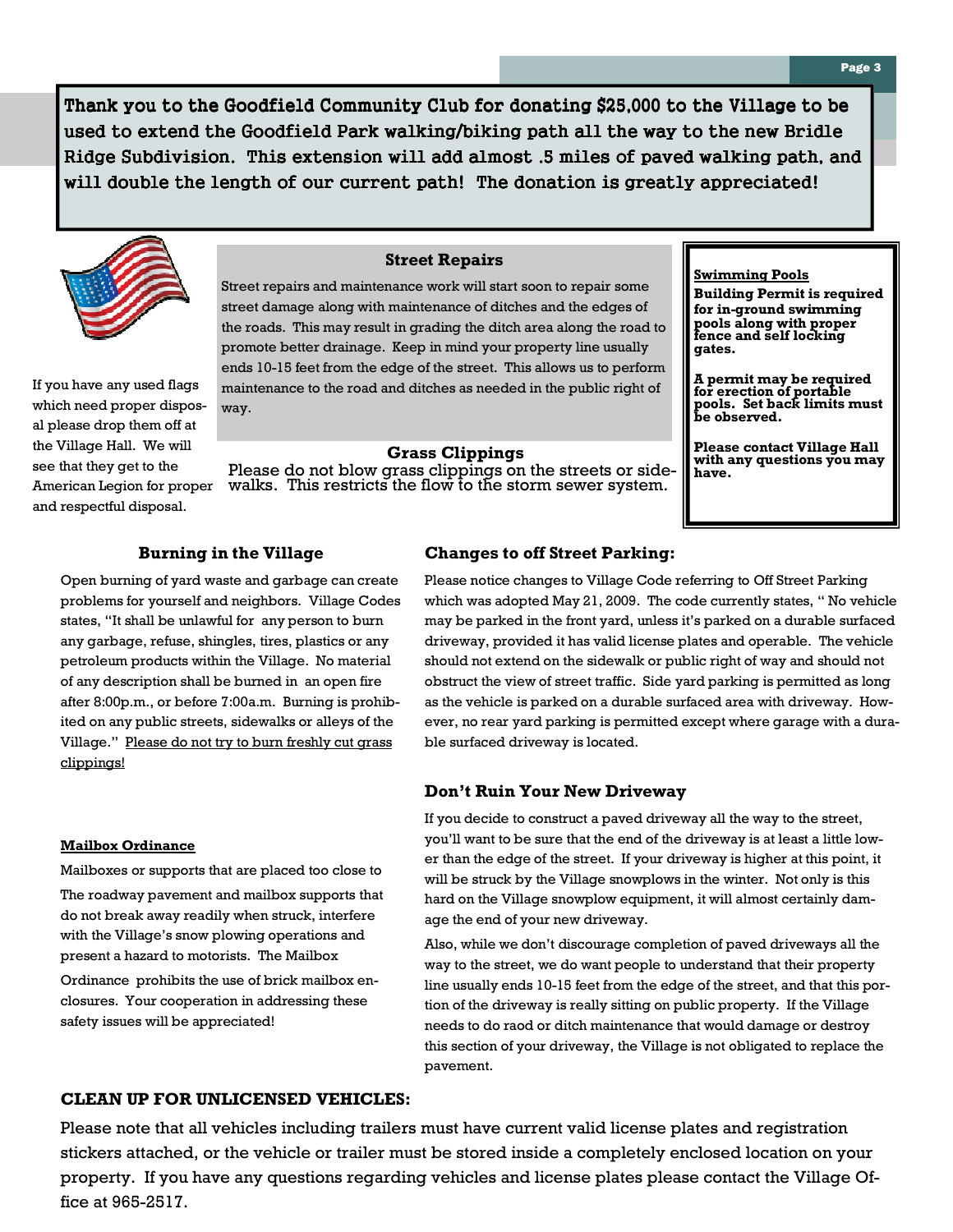**Thank you to the Goodfield Community Club for donating $25,000 to the Village to be used to extend the Goodfield Park walking/biking path all the way to the new Bridle Ridge Subdivision. This extension will add almost .5 miles of paved walking path, and will double the length of our current path! The donation is greatly appreciated!**

If you have any used flags which need proper disposal please drop them off at the Village Hall. We will see that they get to the American Legion for proper and respectful disposal.

### Street Repairs

Street repairs and maintenance work will start soon to repair some street damage along with maintenance of ditches and the edges of the roads. This may result in grading the ditch area along the road to promote better drainage. Keep in mind your property line usually ends 10-15 feet from the edge of the street. This allows us to perform maintenance to the road and ditches as needed in the public right of way.

### Grass Clippings

Please do not blow grass clippings on the streets or sidewalks. This restricts the flow to the storm sewer system.

### Swimming Pools

**Building Permit is required for in-ground swimming pools along with proper fence and self locking gates.**

**A permit may be required for erection of portable pools. Set back limits must be observed.**

**Please contact Village Hall with any questions you may have.**

### Burning in the Village

Open burning of yard waste and garbage can create problems for yourself and neighbors. Village Codes states, "It shall be unlawful for any person to burn any garbage, refuse, shingles, tires, plastics or any petroleum products within the Village. No material of any description shall be burned in an open fire after 8:00p.m., or before 7:00a.m. Burning is prohibited on any public streets, sidewalks or alleys of the Village." Please do not try to burn freshly cut grass clippings!

### Mailbox Ordinance

Mailboxes or supports that are placed too close to The roadway pavement and mailbox supports that do not break away readily when struck, interfere with the Village's snow plowing operations and present a hazard to motorists. The Mailbox Ordinance prohibits the use of brick mailbox enclosures. Your cooperation in addressing these safety issues will be appreciated!

### Changes to off Street Parking:

Please notice changes to Village Code referring to Off Street Parking which was adopted May 21, 2009. The code currently states, " No vehicle may be parked in the front yard, unless it's parked on a durable surfaced driveway, provided it has valid license plates and operable. The vehicle should not extend on the sidewalk or public right of way and should not obstruct the view of street traffic. Side yard parking is permitted as long as the vehicle is parked on a durable surfaced area with driveway. However, no rear yard parking is permitted except where garage with a durable surfaced driveway is located.

### Don't Ruin Your New Driveway

If you decide to construct a paved driveway all the way to the street, you'll want to be sure that the end of the driveway is at least a little lower than the edge of the street. If your driveway is higher at this point, it will be struck by the Village snowplows in the winter. Not only is this hard on the Village snowplow equipment, it will almost certainly damage the end of your new driveway.

Also, while we don't discourage completion of paved driveways all the way to the street, we do want people to understand that their property line usually ends 10-15 feet from the edge of the street, and that this portion of the driveway is really sitting on public property. If the Village needs to do raod or ditch maintenance that would damage or destroy this section of your driveway, the Village is not obligated to replace the pavement.

### CLEAN UP FOR UNLICENSED VEHICLES:

Please note that all vehicles including trailers must have current valid license plates and registration stickers attached, or the vehicle or trailer must be stored inside a completely enclosed location on your property. If you have any questions regarding vehicles and license plates please contact the Village Office at 965-2517.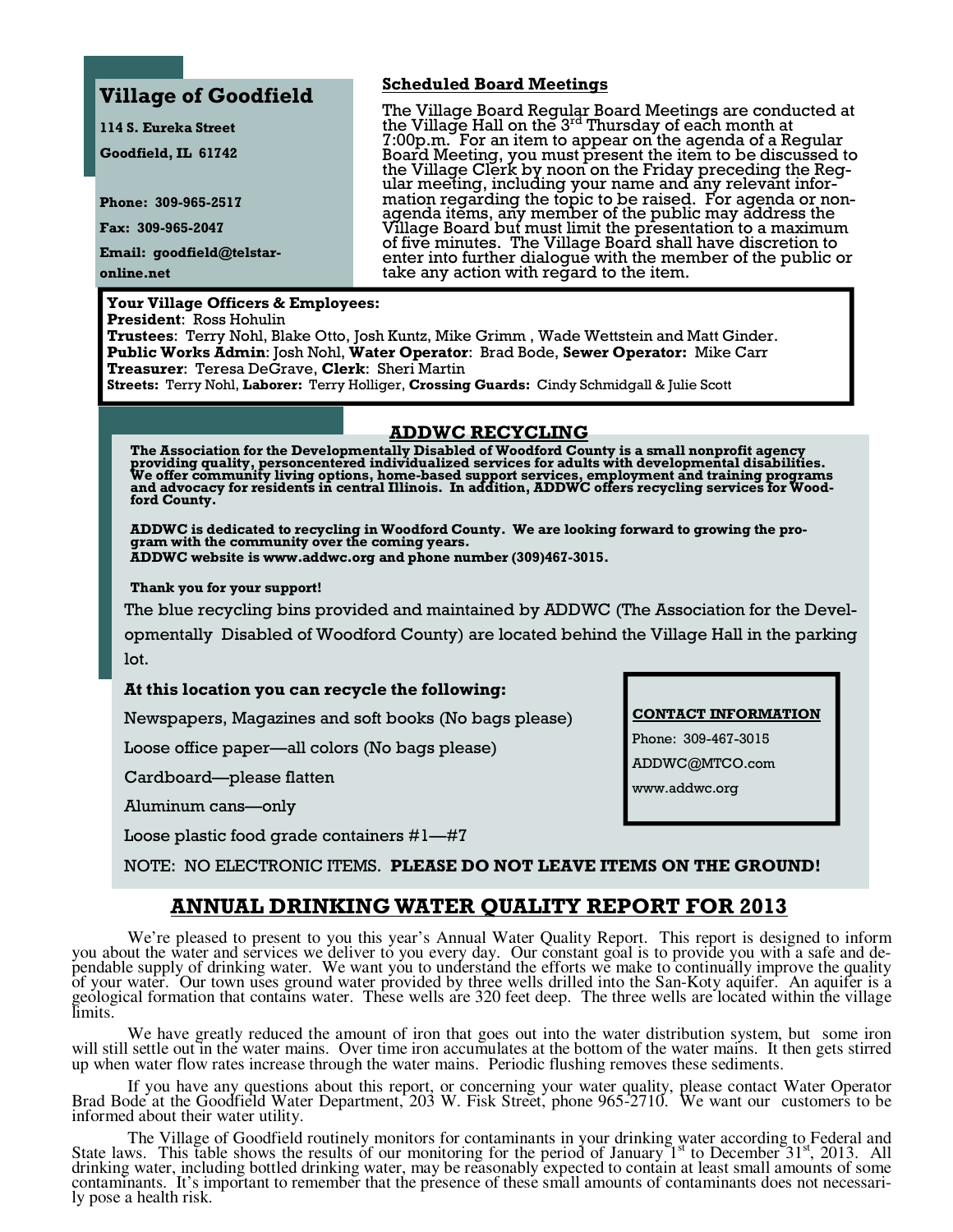## Village of Goodfield

**114 S. Eureka Street**

**Goodfield, IL 61742**

**Phone: 309-965-2517**

**Fax: 309-965-2047**

**Email: goodfield@telstar-online.net**

### Scheduled Board Meetings

The Village Board Regular Board Meetings are conducted at the Village Hall on the 3rd Thursday of each month at 7:00p.m. For an item to appear on the agenda of a Regular Board Meeting, you must present the item to be discussed to the Village Clerk by noon on the Friday preceding the Regular meeting, including your name and any relevant information regarding the topic to be raised. For agenda or non-agenda items, any member of the public may address the Village Board but must limit the presentation to a maximum of five minutes. The Village Board shall have discretion to enter into further dialogue with the member of the public or take any action with regard to the item.

**Your Village Officers & Employees:**
**President**: Ross Hohulin
**Trustees**: Terry Nohl, Blake Otto, Josh Kuntz, Mike Grimm , Wade Wettstein and Matt Ginder.
**Public Works Admin**: Josh Nohl, **Water Operator**: Brad Bode, **Sewer Operator:** Mike Carr
**Treasurer**: Teresa DeGrave, **Clerk**: Sheri Martin
**Streets:** Terry Nohl, **Laborer:** Terry Holliger, **Crossing Guards:** Cindy Schmidgall & Julie Scott

### ADDWC RECYCLING

**The Association for the Developmentally Disabled of Woodford County is a small nonprofit agency providing quality, personcentered individualized services for adults with developmental disabilities. We offer community living options, home-based support services, employment and training programs and advocacy for residents in central Illinois. In addition, ADDWC offers recycling services for Woodford County.**

**ADDWC is dedicated to recycling in Woodford County. We are looking forward to growing the program with the community over the coming years.**
**ADDWC website is www.addwc.org and phone number (309)467-3015.**

**Thank you for your support!**

The blue recycling bins provided and maintained by ADDWC (The Association for the Developmentally Disabled of Woodford County) are located behind the Village Hall in the parking lot.

**At this location you can recycle the following:**

Newspapers, Magazines and soft books (No bags please)

Loose office paper—all colors (No bags please)

Cardboard—please flatten

Aluminum cans—only

Loose plastic food grade containers #1—#7

**CONTACT INFORMATION**

Phone: 309-467-3015

ADDWC@MTCO.com

www.addwc.org

NOTE: NO ELECTRONIC ITEMS. **PLEASE DO NOT LEAVE ITEMS ON THE GROUND!**

## ANNUAL DRINKING WATER QUALITY REPORT FOR 2013

We're pleased to present to you this year's Annual Water Quality Report. This report is designed to inform you about the water and services we deliver to you every day. Our constant goal is to provide you with a safe and dependable supply of drinking water. We want you to understand the efforts we make to continually improve the quality of your water. Our town uses ground water provided by three wells drilled into the San-Koty aquifer. An aquifer is a geological formation that contains water. These wells are 320 feet deep. The three wells are located within the village limits.

We have greatly reduced the amount of iron that goes out into the water distribution system, but some iron will still settle out in the water mains. Over time iron accumulates at the bottom of the water mains. It then gets stirred up when water flow rates increase through the water mains. Periodic flushing removes these sediments.

If you have any questions about this report, or concerning your water quality, please contact Water Operator Brad Bode at the Goodfield Water Department, 203 W. Fisk Street, phone 965-2710. We want our customers to be informed about their water utility.

The Village of Goodfield routinely monitors for contaminants in your drinking water according to Federal and State laws. This table shows the results of our monitoring for the period of January 1st to December 31st, 2013. All drinking water, including bottled drinking water, may be reasonably expected to contain at least small amounts of some contaminants. It's important to remember that the presence of these small amounts of contaminants does not necessarily pose a health risk.